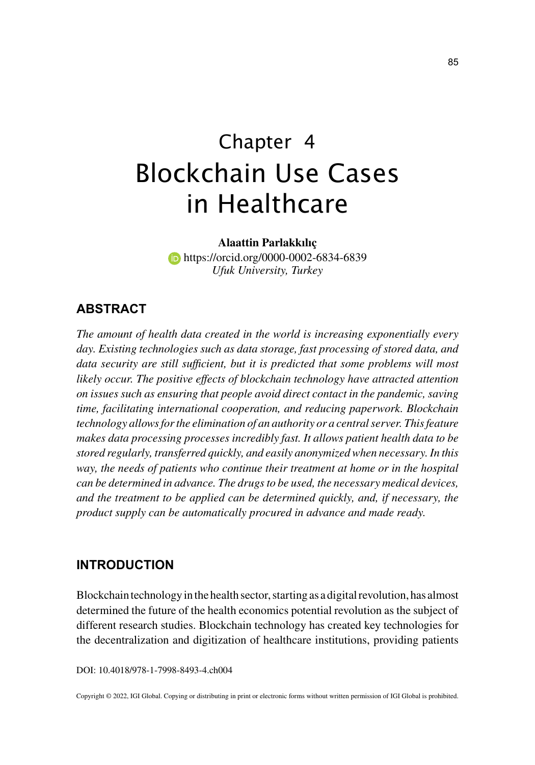# Chapter 4
# Blockchain Use Cases in Healthcare

**Alaattin Parlakkılıç**
https://orcid.org/0000-0002-6834-6839
*Ufuk University, Turkey*

## ABSTRACT

*The amount of health data created in the world is increasing exponentially every day. Existing technologies such as data storage, fast processing of stored data, and data security are still sufficient, but it is predicted that some problems will most likely occur. The positive effects of blockchain technology have attracted attention on issues such as ensuring that people avoid direct contact in the pandemic, saving time, facilitating international cooperation, and reducing paperwork. Blockchain technology allows for the elimination of an authority or a central server. This feature makes data processing processes incredibly fast. It allows patient health data to be stored regularly, transferred quickly, and easily anonymized when necessary. In this way, the needs of patients who continue their treatment at home or in the hospital can be determined in advance. The drugs to be used, the necessary medical devices, and the treatment to be applied can be determined quickly, and, if necessary, the product supply can be automatically procured in advance and made ready.*

## INTRODUCTION

Blockchain technology in the health sector, starting as a digital revolution, has almost determined the future of the health economics potential revolution as the subject of different research studies. Blockchain technology has created key technologies for the decentralization and digitization of healthcare institutions, providing patients

DOI: 10.4018/978-1-7998-8493-4.ch004

Copyright © 2022, IGI Global. Copying or distributing in print or electronic forms without written permission of IGI Global is prohibited.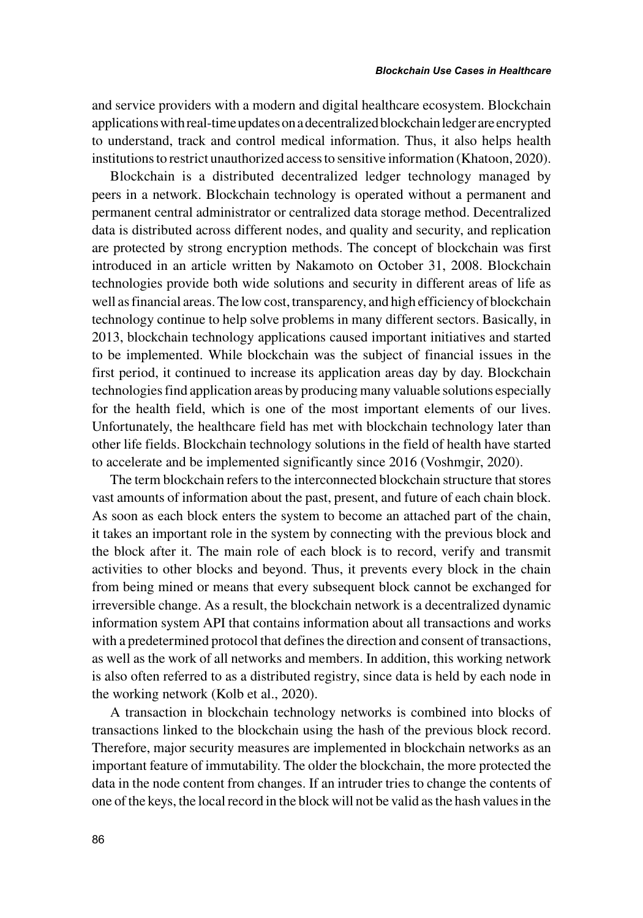and service providers with a modern and digital healthcare ecosystem. Blockchain applications with real-time updates on a decentralized blockchain ledger are encrypted to understand, track and control medical information. Thus, it also helps health institutions to restrict unauthorized access to sensitive information (Khatoon, 2020).

Blockchain is a distributed decentralized ledger technology managed by peers in a network. Blockchain technology is operated without a permanent and permanent central administrator or centralized data storage method. Decentralized data is distributed across different nodes, and quality and security, and replication are protected by strong encryption methods. The concept of blockchain was first introduced in an article written by Nakamoto on October 31, 2008. Blockchain technologies provide both wide solutions and security in different areas of life as well as financial areas. The low cost, transparency, and high efficiency of blockchain technology continue to help solve problems in many different sectors. Basically, in 2013, blockchain technology applications caused important initiatives and started to be implemented. While blockchain was the subject of financial issues in the first period, it continued to increase its application areas day by day. Blockchain technologies find application areas by producing many valuable solutions especially for the health field, which is one of the most important elements of our lives. Unfortunately, the healthcare field has met with blockchain technology later than other life fields. Blockchain technology solutions in the field of health have started to accelerate and be implemented significantly since 2016 (Voshmgir, 2020).

The term blockchain refers to the interconnected blockchain structure that stores vast amounts of information about the past, present, and future of each chain block. As soon as each block enters the system to become an attached part of the chain, it takes an important role in the system by connecting with the previous block and the block after it. The main role of each block is to record, verify and transmit activities to other blocks and beyond. Thus, it prevents every block in the chain from being mined or means that every subsequent block cannot be exchanged for irreversible change. As a result, the blockchain network is a decentralized dynamic information system API that contains information about all transactions and works with a predetermined protocol that defines the direction and consent of transactions, as well as the work of all networks and members. In addition, this working network is also often referred to as a distributed registry, since data is held by each node in the working network (Kolb et al., 2020).

A transaction in blockchain technology networks is combined into blocks of transactions linked to the blockchain using the hash of the previous block record. Therefore, major security measures are implemented in blockchain networks as an important feature of immutability. The older the blockchain, the more protected the data in the node content from changes. If an intruder tries to change the contents of one of the keys, the local record in the block will not be valid as the hash values in the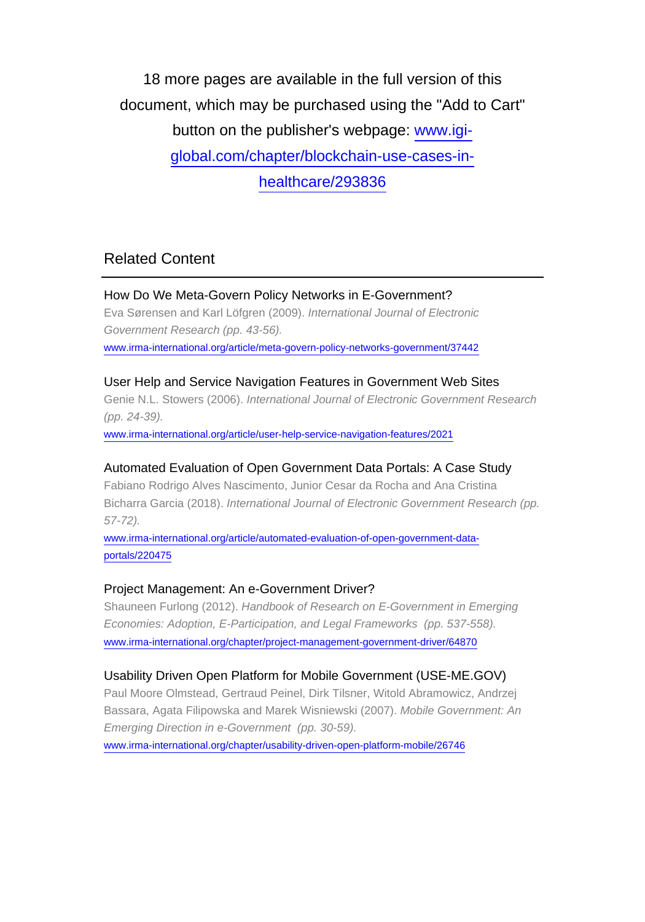18 more pages are available in the full version of this document, which may be purchased using the "Add to Cart" button on the publisher's webpage: [www.igi-global.com/chapter/blockchain-use-cases-in-healthcare/293836](www.igi-global.com/chapter/blockchain-use-cases-in-healthcare/293836)

## Related Content

How Do We Meta-Govern Policy Networks in E-Government?
Eva Sørensen and Karl Löfgren (2009). *International Journal of Electronic Government Research (pp. 43-56).*
[www.irma-international.org/article/meta-govern-policy-networks-government/37442](www.irma-international.org/article/meta-govern-policy-networks-government/37442)

User Help and Service Navigation Features in Government Web Sites
Genie N.L. Stowers (2006). *International Journal of Electronic Government Research (pp. 24-39).*
[www.irma-international.org/article/user-help-service-navigation-features/2021](www.irma-international.org/article/user-help-service-navigation-features/2021)

Automated Evaluation of Open Government Data Portals: A Case Study
Fabiano Rodrigo Alves Nascimento, Junior Cesar da Rocha and Ana Cristina Bicharra Garcia (2018). *International Journal of Electronic Government Research (pp. 57-72).*
[www.irma-international.org/article/automated-evaluation-of-open-government-data-portals/220475](www.irma-international.org/article/automated-evaluation-of-open-government-data-portals/220475)

Project Management: An e-Government Driver?
Shauneen Furlong (2012). *Handbook of Research on E-Government in Emerging Economies: Adoption, E-Participation, and Legal Frameworks (pp. 537-558).*
[www.irma-international.org/chapter/project-management-government-driver/64870](www.irma-international.org/chapter/project-management-government-driver/64870)

Usability Driven Open Platform for Mobile Government (USE-ME.GOV)
Paul Moore Olmstead, Gertraud Peinel, Dirk Tilsner, Witold Abramowicz, Andrzej Bassara, Agata Filipowska and Marek Wisniewski (2007). *Mobile Government: An Emerging Direction in e-Government (pp. 30-59).*
[www.irma-international.org/chapter/usability-driven-open-platform-mobile/26746](www.irma-international.org/chapter/usability-driven-open-platform-mobile/26746)